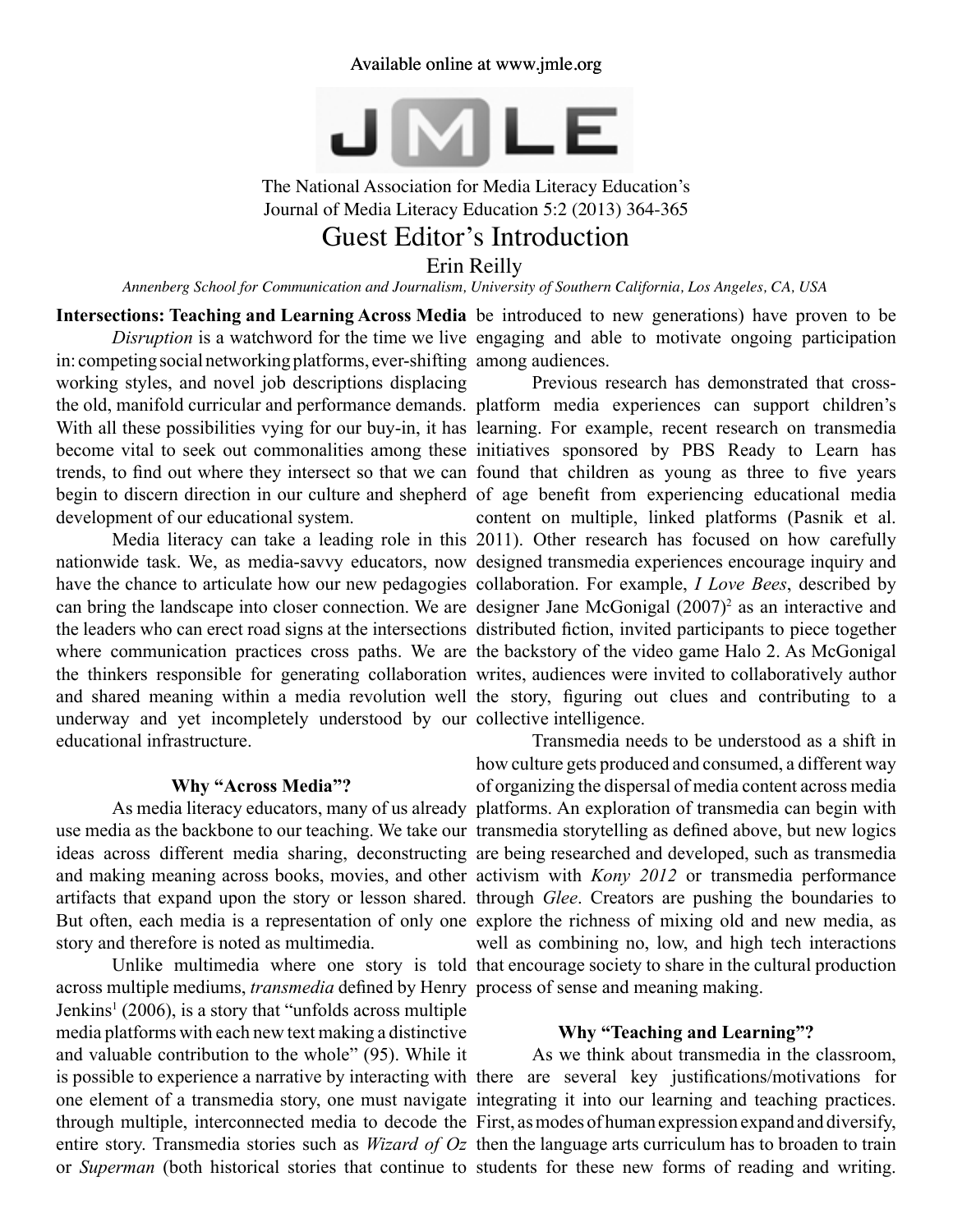Available online at www.jmle.org

The National Association for Media Literacy Education's
Journal of Media Literacy Education 5:2 (2013) 364-365

# Guest Editor's Introduction

Erin Reilly

*Annenberg School for Communication and Journalism, University of Southern California, Los Angeles, CA, USA*

## Intersections: Teaching and Learning Across Media

*Disruption* is a watchword for the time we live in: competing social networking platforms, ever-shifting working styles, and novel job descriptions displacing the old, manifold curricular and performance demands. With all these possibilities vying for our buy-in, it has become vital to seek out commonalities among these trends, to find out where they intersect so that we can begin to discern direction in our culture and shepherd development of our educational system.

Media literacy can take a leading role in this nationwide task. We, as media-savvy educators, now have the chance to articulate how our new pedagogies can bring the landscape into closer connection. We are the leaders who can erect road signs at the intersections where communication practices cross paths. We are the thinkers responsible for generating collaboration and shared meaning within a media revolution well underway and yet incompletely understood by our educational infrastructure.

### Why "Across Media"?

As media literacy educators, many of us already use media as the backbone to our teaching. We take our ideas across different media sharing, deconstructing and making meaning across books, movies, and other artifacts that expand upon the story or lesson shared. But often, each media is a representation of only one story and therefore is noted as multimedia.

Unlike multimedia where one story is told across multiple mediums, *transmedia* defined by Henry Jenkins[1] (2006), is a story that "unfolds across multiple media platforms with each new text making a distinctive and valuable contribution to the whole" (95). While it is possible to experience a narrative by interacting with one element of a transmedia story, one must navigate through multiple, interconnected media to decode the entire story. Transmedia stories such as *Wizard of Oz* or *Superman* (both historical stories that continue to be introduced to new generations) have proven to be engaging and able to motivate ongoing participation among audiences.

Previous research has demonstrated that cross-platform media experiences can support children's learning. For example, recent research on transmedia initiatives sponsored by PBS Ready to Learn has found that children as young as three to five years of age benefit from experiencing educational media content on multiple, linked platforms (Pasnik et al. 2011). Other research has focused on how carefully designed transmedia experiences encourage inquiry and collaboration. For example, *I Love Bees*, described by designer Jane McGonigal (2007)[2] as an interactive and distributed fiction, invited participants to piece together the backstory of the video game Halo 2. As McGonigal writes, audiences were invited to collaboratively author the story, figuring out clues and contributing to a collective intelligence.

Transmedia needs to be understood as a shift in how culture gets produced and consumed, a different way of organizing the dispersal of media content across media platforms. An exploration of transmedia can begin with transmedia storytelling as defined above, but new logics are being researched and developed, such as transmedia activism with *Kony 2012* or transmedia performance through *Glee*. Creators are pushing the boundaries to explore the richness of mixing old and new media, as well as combining no, low, and high tech interactions that encourage society to share in the cultural production process of sense and meaning making.

### Why "Teaching and Learning"?

As we think about transmedia in the classroom, there are several key justifications/motivations for integrating it into our learning and teaching practices. First, as modes of human expression expand and diversify, then the language arts curriculum has to broaden to train students for these new forms of reading and writing.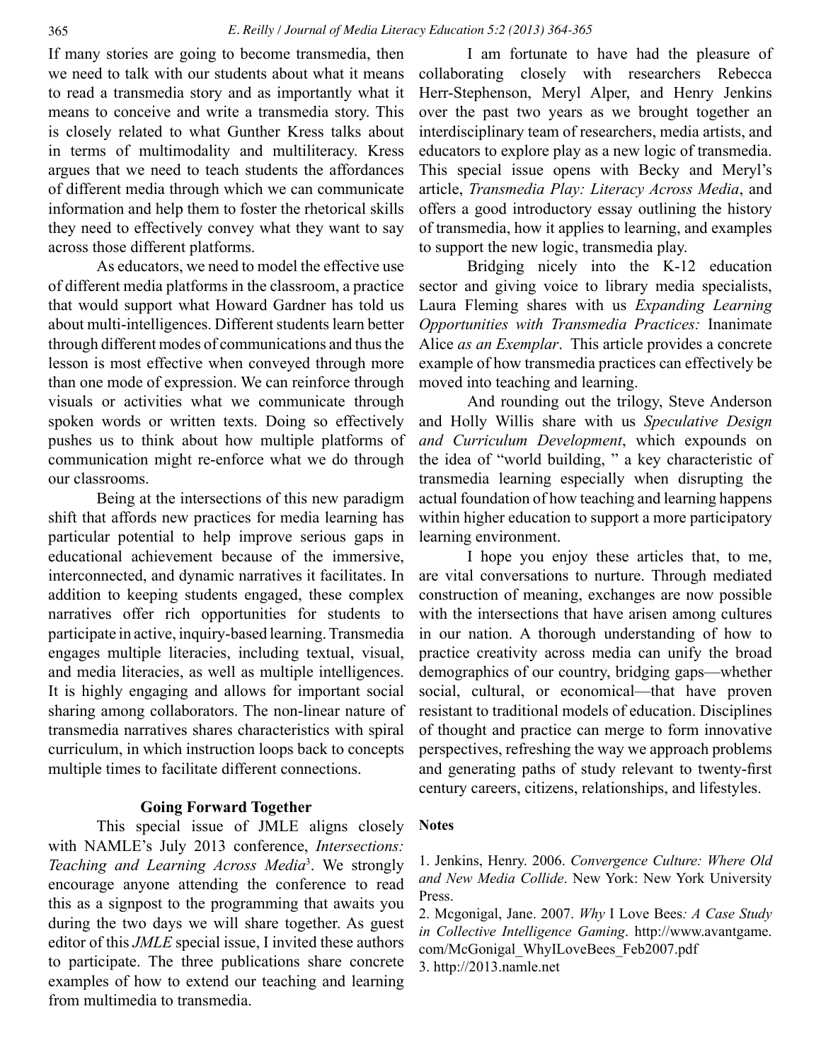If many stories are going to become transmedia, then we need to talk with our students about what it means to read a transmedia story and as importantly what it means to conceive and write a transmedia story. This is closely related to what Gunther Kress talks about in terms of multimodality and multiliteracy. Kress argues that we need to teach students the affordances of different media through which we can communicate information and help them to foster the rhetorical skills they need to effectively convey what they want to say across those different platforms.

As educators, we need to model the effective use of different media platforms in the classroom, a practice that would support what Howard Gardner has told us about multi-intelligences. Different students learn better through different modes of communications and thus the lesson is most effective when conveyed through more than one mode of expression. We can reinforce through visuals or activities what we communicate through spoken words or written texts. Doing so effectively pushes us to think about how multiple platforms of communication might re-enforce what we do through our classrooms.

Being at the intersections of this new paradigm shift that affords new practices for media learning has particular potential to help improve serious gaps in educational achievement because of the immersive, interconnected, and dynamic narratives it facilitates. In addition to keeping students engaged, these complex narratives offer rich opportunities for students to participate in active, inquiry-based learning. Transmedia engages multiple literacies, including textual, visual, and media literacies, as well as multiple intelligences. It is highly engaging and allows for important social sharing among collaborators. The non-linear nature of transmedia narratives shares characteristics with spiral curriculum, in which instruction loops back to concepts multiple times to facilitate different connections.

## Going Forward Together

This special issue of JMLE aligns closely with NAMLE's July 2013 conference, *Intersections: Teaching and Learning Across Media*[3]. We strongly encourage anyone attending the conference to read this as a signpost to the programming that awaits you during the two days we will share together. As guest editor of this *JMLE* special issue, I invited these authors to participate. The three publications share concrete examples of how to extend our teaching and learning from multimedia to transmedia.

I am fortunate to have had the pleasure of collaborating closely with researchers Rebecca Herr-Stephenson, Meryl Alper, and Henry Jenkins over the past two years as we brought together an interdisciplinary team of researchers, media artists, and educators to explore play as a new logic of transmedia. This special issue opens with Becky and Meryl's article, *Transmedia Play: Literacy Across Media*, and offers a good introductory essay outlining the history of transmedia, how it applies to learning, and examples to support the new logic, transmedia play.

Bridging nicely into the K-12 education sector and giving voice to library media specialists, Laura Fleming shares with us *Expanding Learning Opportunities with Transmedia Practices:* Inanimate Alice *as an Exemplar*. This article provides a concrete example of how transmedia practices can effectively be moved into teaching and learning.

And rounding out the trilogy, Steve Anderson and Holly Willis share with us *Speculative Design and Curriculum Development*, which expounds on the idea of "world building, " a key characteristic of transmedia learning especially when disrupting the actual foundation of how teaching and learning happens within higher education to support a more participatory learning environment.

I hope you enjoy these articles that, to me, are vital conversations to nurture. Through mediated construction of meaning, exchanges are now possible with the intersections that have arisen among cultures in our nation. A thorough understanding of how to practice creativity across media can unify the broad demographics of our country, bridging gaps—whether social, cultural, or economical—that have proven resistant to traditional models of education. Disciplines of thought and practice can merge to form innovative perspectives, refreshing the way we approach problems and generating paths of study relevant to twenty-first century careers, citizens, relationships, and lifestyles.

### Notes

1. Jenkins, Henry. 2006. *Convergence Culture: Where Old and New Media Collide*. New York: New York University Press.
2. Mcgonigal, Jane. 2007. *Why* I Love Bees*: A Case Study in Collective Intelligence Gaming*. http://www.avantgame.com/McGonigal_WhyILoveBees_Feb2007.pdf
3. http://2013.namle.net